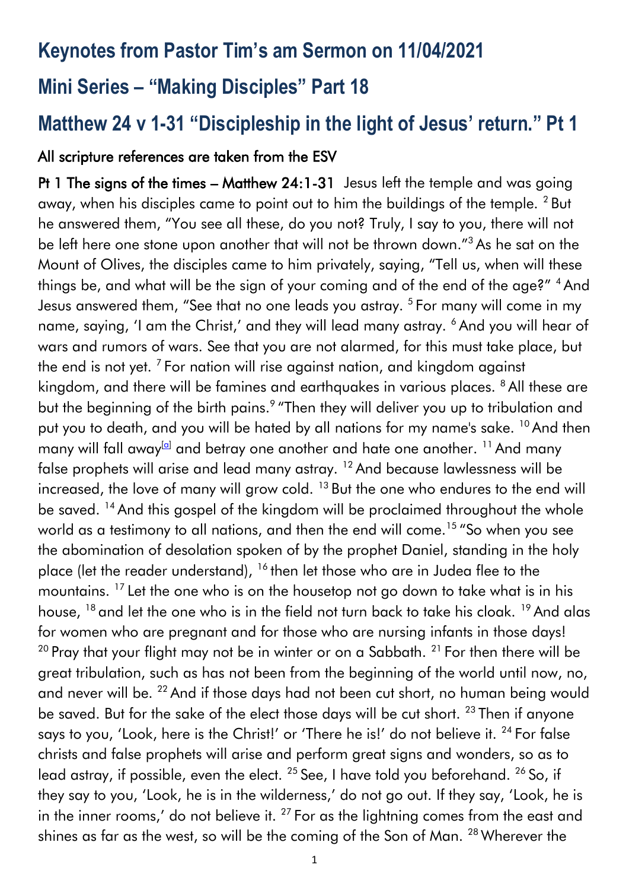# Keynotes from Pastor Tim's am Sermon on 11/04/2021

# Mini Series – "Making Disciples" Part 18

# Matthew 24 v 1-31 "Discipleship in the light of Jesus' return." Pt 1

## All scripture references are taken from the ESV

**Pt 1 The signs of the times – Matthew 24:1-31** Jesus left the temple and was going away, when his disciples came to point out to him the buildings of the temple. [2] But he answered them, "You see all these, do you not? Truly, I say to you, there will not be left here one stone upon another that will not be thrown down."[3] As he sat on the Mount of Olives, the disciples came to him privately, saying, "Tell us, when will these things be, and what will be the sign of your coming and of the end of the age?" [4] And Jesus answered them, "See that no one leads you astray. [5] For many will come in my name, saying, 'I am the Christ,' and they will lead many astray. [6] And you will hear of wars and rumors of wars. See that you are not alarmed, for this must take place, but the end is not yet. [7] For nation will rise against nation, and kingdom against kingdom, and there will be famines and earthquakes in various places. [8] All these are but the beginning of the birth pains.[9] "Then they will deliver you up to tribulation and put you to death, and you will be hated by all nations for my name's sake. [10] And then many will fall away[a] and betray one another and hate one another. [11] And many false prophets will arise and lead many astray. [12] And because lawlessness will be increased, the love of many will grow cold. [13] But the one who endures to the end will be saved. [14] And this gospel of the kingdom will be proclaimed throughout the whole world as a testimony to all nations, and then the end will come.[15] "So when you see the abomination of desolation spoken of by the prophet Daniel, standing in the holy place (let the reader understand), [16] then let those who are in Judea flee to the mountains. [17] Let the one who is on the housetop not go down to take what is in his house, [18] and let the one who is in the field not turn back to take his cloak. [19] And alas for women who are pregnant and for those who are nursing infants in those days! [20] Pray that your flight may not be in winter or on a Sabbath. [21] For then there will be great tribulation, such as has not been from the beginning of the world until now, no, and never will be. [22] And if those days had not been cut short, no human being would be saved. But for the sake of the elect those days will be cut short. [23] Then if anyone says to you, 'Look, here is the Christ!' or 'There he is!' do not believe it. [24] For false christs and false prophets will arise and perform great signs and wonders, so as to lead astray, if possible, even the elect. [25] See, I have told you beforehand. [26] So, if they say to you, 'Look, he is in the wilderness,' do not go out. If they say, 'Look, he is in the inner rooms,' do not believe it. [27] For as the lightning comes from the east and shines as far as the west, so will be the coming of the Son of Man. [28] Wherever the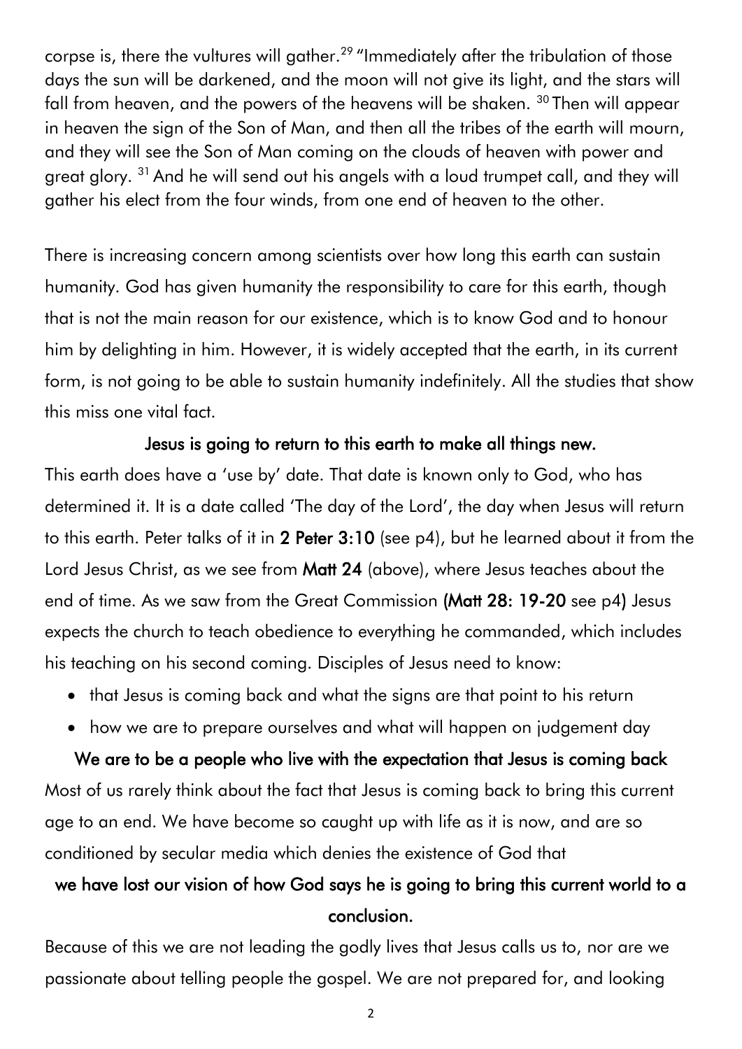corpse is, there the vultures will gather.[29] "Immediately after the tribulation of those days the sun will be darkened, and the moon will not give its light, and the stars will fall from heaven, and the powers of the heavens will be shaken. [30] Then will appear in heaven the sign of the Son of Man, and then all the tribes of the earth will mourn, and they will see the Son of Man coming on the clouds of heaven with power and great glory. [31] And he will send out his angels with a loud trumpet call, and they will gather his elect from the four winds, from one end of heaven to the other.

There is increasing concern among scientists over how long this earth can sustain humanity. God has given humanity the responsibility to care for this earth, though that is not the main reason for our existence, which is to know God and to honour him by delighting in him. However, it is widely accepted that the earth, in its current form, is not going to be able to sustain humanity indefinitely. All the studies that show this miss one vital fact.

**Jesus is going to return to this earth to make all things new.**

This earth does have a 'use by' date. That date is known only to God, who has determined it. It is a date called 'The day of the Lord', the day when Jesus will return to this earth. Peter talks of it in **2 Peter 3:10** (see p4), but he learned about it from the Lord Jesus Christ, as we see from **Matt 24** (above), where Jesus teaches about the end of time. As we saw from the Great Commission **(Matt 28: 19-20** see p4) Jesus expects the church to teach obedience to everything he commanded, which includes his teaching on his second coming. Disciples of Jesus need to know:

- that Jesus is coming back and what the signs are that point to his return
- how we are to prepare ourselves and what will happen on judgement day

**We are to be a people who live with the expectation that Jesus is coming back**

Most of us rarely think about the fact that Jesus is coming back to bring this current age to an end. We have become so caught up with life as it is now, and are so conditioned by secular media which denies the existence of God that

**we have lost our vision of how God says he is going to bring this current world to a conclusion.**

Because of this we are not leading the godly lives that Jesus calls us to, nor are we passionate about telling people the gospel. We are not prepared for, and looking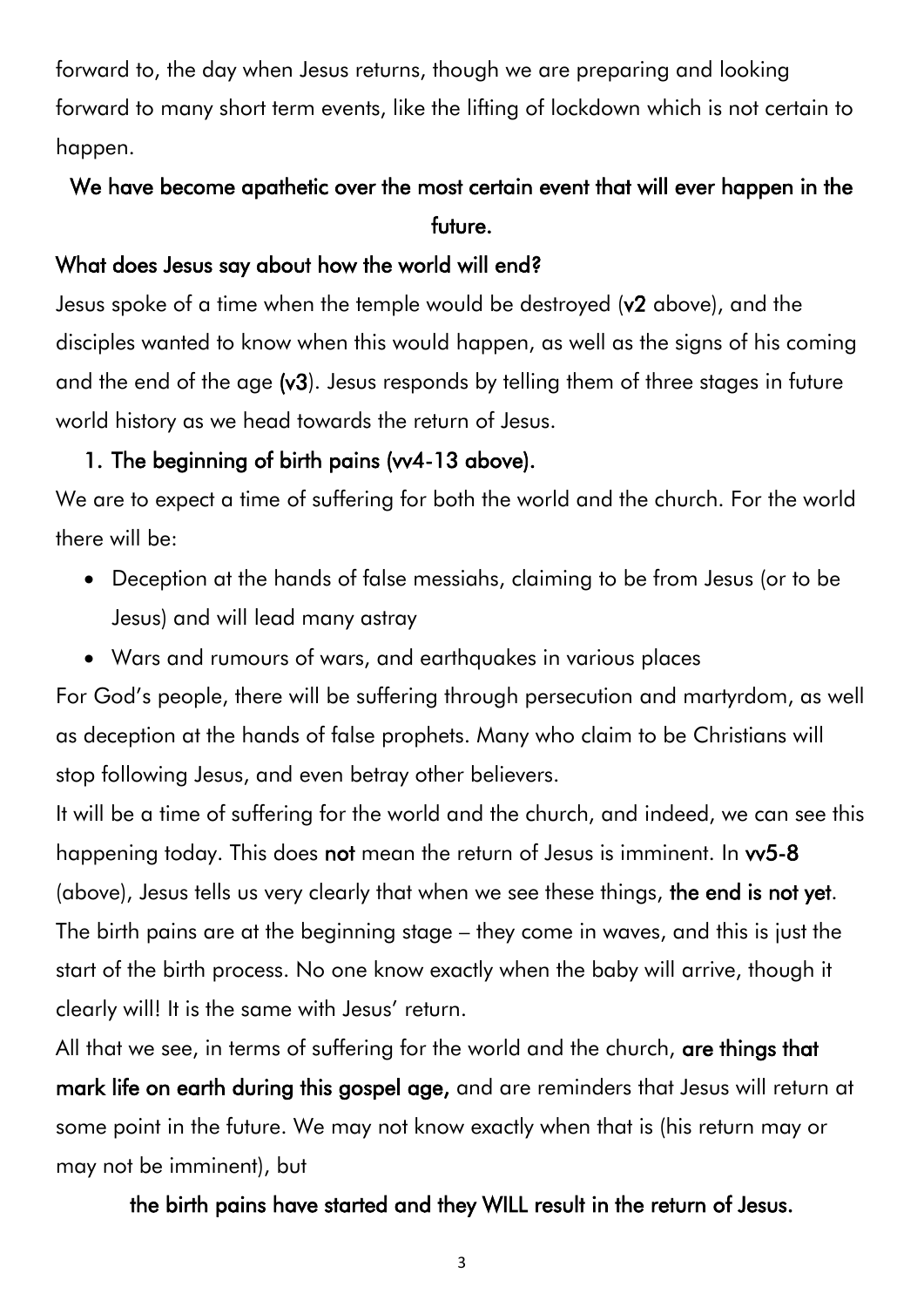forward to, the day when Jesus returns, though we are preparing and looking forward to many short term events, like the lifting of lockdown which is not certain to happen.

**We have become apathetic over the most certain event that will ever happen in the future.**

**What does Jesus say about how the world will end?**

Jesus spoke of a time when the temple would be destroyed (**v2** above), and the disciples wanted to know when this would happen, as well as the signs of his coming and the end of the age (**v3**). Jesus responds by telling them of three stages in future world history as we head towards the return of Jesus.

1. **The beginning of birth pains (vv4-13 above).**

We are to expect a time of suffering for both the world and the church. For the world there will be:

- Deception at the hands of false messiahs, claiming to be from Jesus (or to be Jesus) and will lead many astray
- Wars and rumours of wars, and earthquakes in various places

For God's people, there will be suffering through persecution and martyrdom, as well as deception at the hands of false prophets. Many who claim to be Christians will stop following Jesus, and even betray other believers.

It will be a time of suffering for the world and the church, and indeed, we can see this happening today. This does **not** mean the return of Jesus is imminent. In **vv5-8** (above), Jesus tells us very clearly that when we see these things, **the end is not yet**. The birth pains are at the beginning stage – they come in waves, and this is just the start of the birth process. No one know exactly when the baby will arrive, though it clearly will! It is the same with Jesus' return.

All that we see, in terms of suffering for the world and the church, **are things that mark life on earth during this gospel age,** and are reminders that Jesus will return at some point in the future. We may not know exactly when that is (his return may or may not be imminent), but

**the birth pains have started and they WILL result in the return of Jesus.**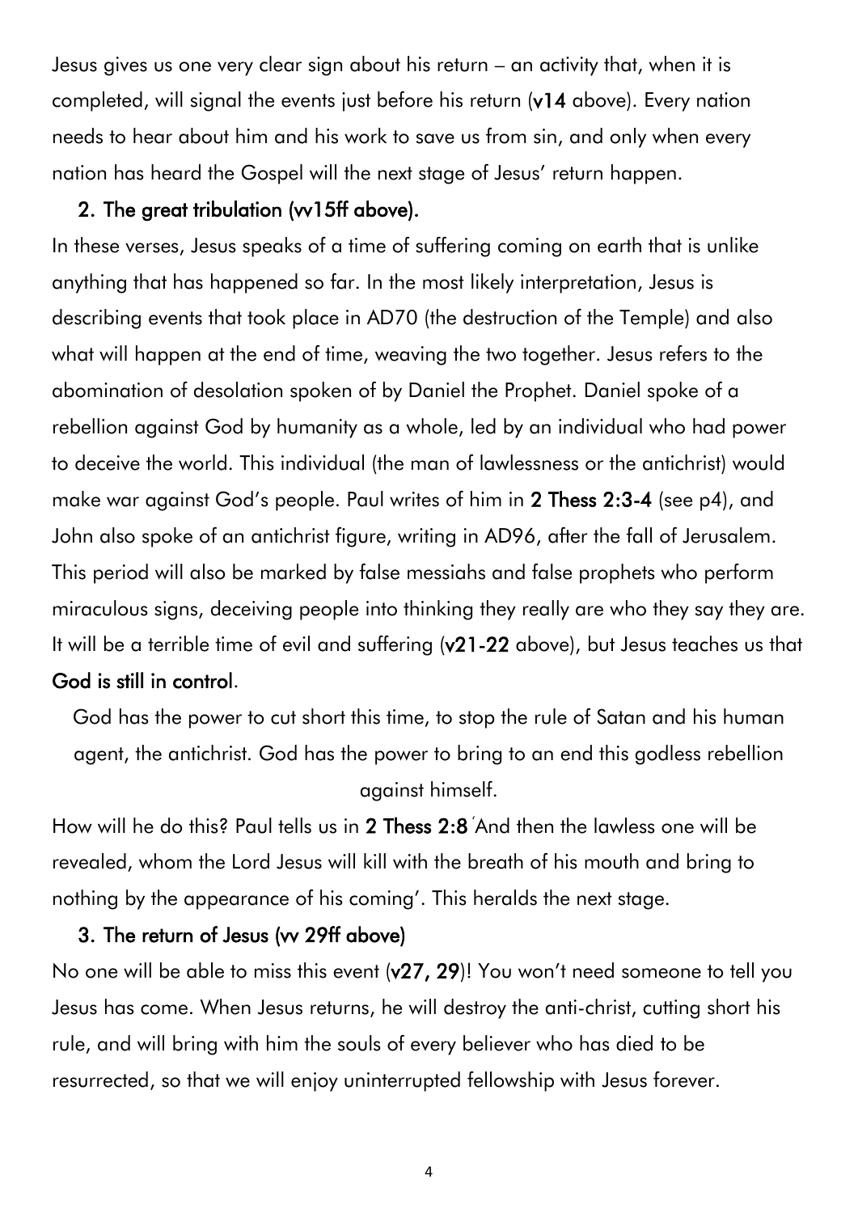Jesus gives us one very clear sign about his return – an activity that, when it is completed, will signal the events just before his return (**v14** above). Every nation needs to hear about him and his work to save us from sin, and only when every nation has heard the Gospel will the next stage of Jesus' return happen.

2. **The great tribulation (vv15ff above).**

In these verses, Jesus speaks of a time of suffering coming on earth that is unlike anything that has happened so far. In the most likely interpretation, Jesus is describing events that took place in AD70 (the destruction of the Temple) and also what will happen at the end of time, weaving the two together. Jesus refers to the abomination of desolation spoken of by Daniel the Prophet. Daniel spoke of a rebellion against God by humanity as a whole, led by an individual who had power to deceive the world. This individual (the man of lawlessness or the antichrist) would make war against God's people. Paul writes of him in **2 Thess 2:3-4** (see p4), and John also spoke of an antichrist figure, writing in AD96, after the fall of Jerusalem. This period will also be marked by false messiahs and false prophets who perform miraculous signs, deceiving people into thinking they really are who they say they are. It will be a terrible time of evil and suffering (**v21-22** above), but Jesus teaches us that **God is still in control**.

God has the power to cut short this time, to stop the rule of Satan and his human agent, the antichrist. God has the power to bring to an end this godless rebellion against himself.

How will he do this? Paul tells us in **2 Thess 2:8** 'And then the lawless one will be revealed, whom the Lord Jesus will kill with the breath of his mouth and bring to nothing by the appearance of his coming'. This heralds the next stage.

3. **The return of Jesus (vv 29ff above)**

No one will be able to miss this event (**v27, 29**)! You won't need someone to tell you Jesus has come. When Jesus returns, he will destroy the anti-christ, cutting short his rule, and will bring with him the souls of every believer who has died to be resurrected, so that we will enjoy uninterrupted fellowship with Jesus forever.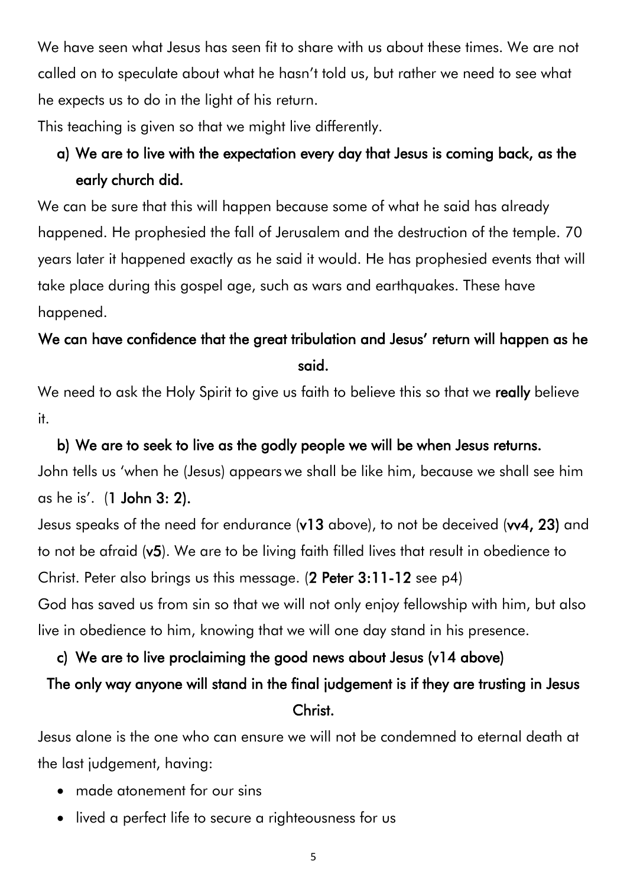We have seen what Jesus has seen fit to share with us about these times. We are not called on to speculate about what he hasn't told us, but rather we need to see what he expects us to do in the light of his return.

This teaching is given so that we might live differently.

**a) We are to live with the expectation every day that Jesus is coming back, as the early church did.**

We can be sure that this will happen because some of what he said has already happened. He prophesied the fall of Jerusalem and the destruction of the temple. 70 years later it happened exactly as he said it would. He has prophesied events that will take place during this gospel age, such as wars and earthquakes. These have happened.

**We can have confidence that the great tribulation and Jesus' return will happen as he said.**

We need to ask the Holy Spirit to give us faith to believe this so that we **really** believe it.

**b) We are to seek to live as the godly people we will be when Jesus returns.**

John tells us 'when he (Jesus) appears we shall be like him, because we shall see him as he is'. (**1 John 3: 2).**

Jesus speaks of the need for endurance (**v13** above), to not be deceived (**vv4, 23)** and to not be afraid (**v5**). We are to be living faith filled lives that result in obedience to Christ. Peter also brings us this message. (**2 Peter 3:11-12** see p4)

God has saved us from sin so that we will not only enjoy fellowship with him, but also live in obedience to him, knowing that we will one day stand in his presence.

**c) We are to live proclaiming the good news about Jesus (v14 above)**

**The only way anyone will stand in the final judgement is if they are trusting in Jesus Christ.**

Jesus alone is the one who can ensure we will not be condemned to eternal death at the last judgement, having:

- made atonement for our sins
- lived a perfect life to secure a righteousness for us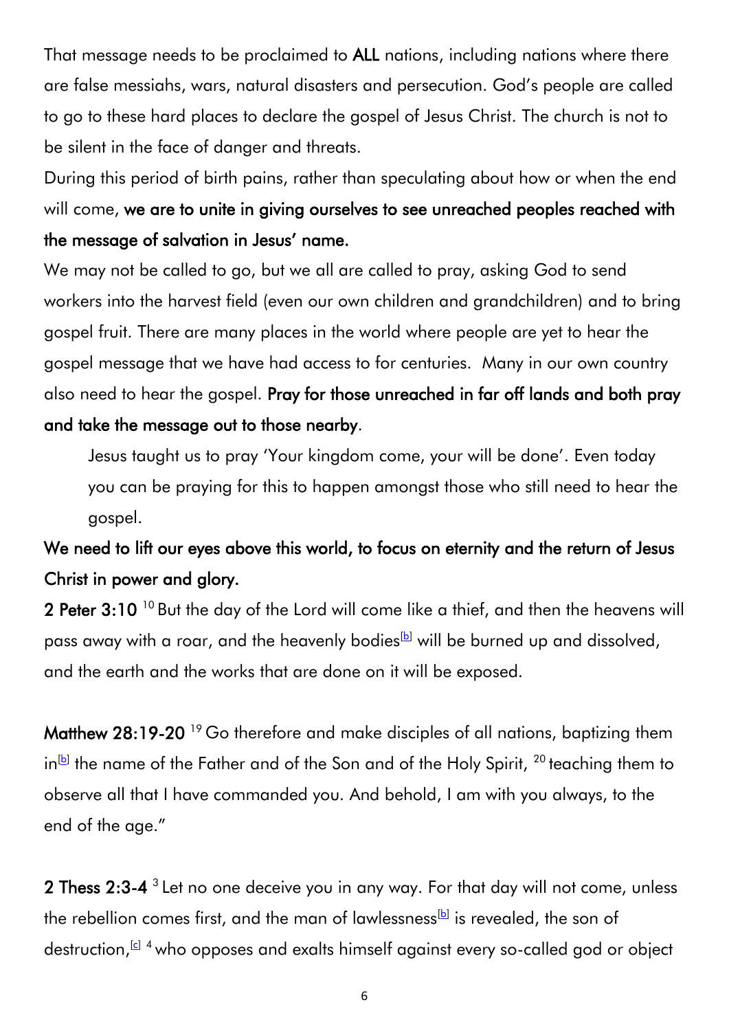That message needs to be proclaimed to **ALL** nations, including nations where there are false messiahs, wars, natural disasters and persecution. God's people are called to go to these hard places to declare the gospel of Jesus Christ. The church is not to be silent in the face of danger and threats.

During this period of birth pains, rather than speculating about how or when the end will come, **we are to unite in giving ourselves to see unreached peoples reached with the message of salvation in Jesus' name.**

We may not be called to go, but we all are called to pray, asking God to send workers into the harvest field (even our own children and grandchildren) and to bring gospel fruit. There are many places in the world where people are yet to hear the gospel message that we have had access to for centuries. Many in our own country also need to hear the gospel. **Pray for those unreached in far off lands and both pray and take the message out to those nearby**.

> Jesus taught us to pray 'Your kingdom come, your will be done'. Even today you can be praying for this to happen amongst those who still need to hear the gospel.

**We need to lift our eyes above this world, to focus on eternity and the return of Jesus Christ in power and glory.**

**2 Peter 3:10** [10] But the day of the Lord will come like a thief, and then the heavens will pass away with a roar, and the heavenly bodies[b] will be burned up and dissolved, and the earth and the works that are done on it will be exposed.

**Matthew 28:19-20** [19] Go therefore and make disciples of all nations, baptizing them in[b] the name of the Father and of the Son and of the Holy Spirit, [20] teaching them to observe all that I have commanded you. And behold, I am with you always, to the end of the age."

**2 Thess 2:3-4** [3] Let no one deceive you in any way. For that day will not come, unless the rebellion comes first, and the man of lawlessness[b] is revealed, the son of destruction,[c] [4] who opposes and exalts himself against every so-called god or object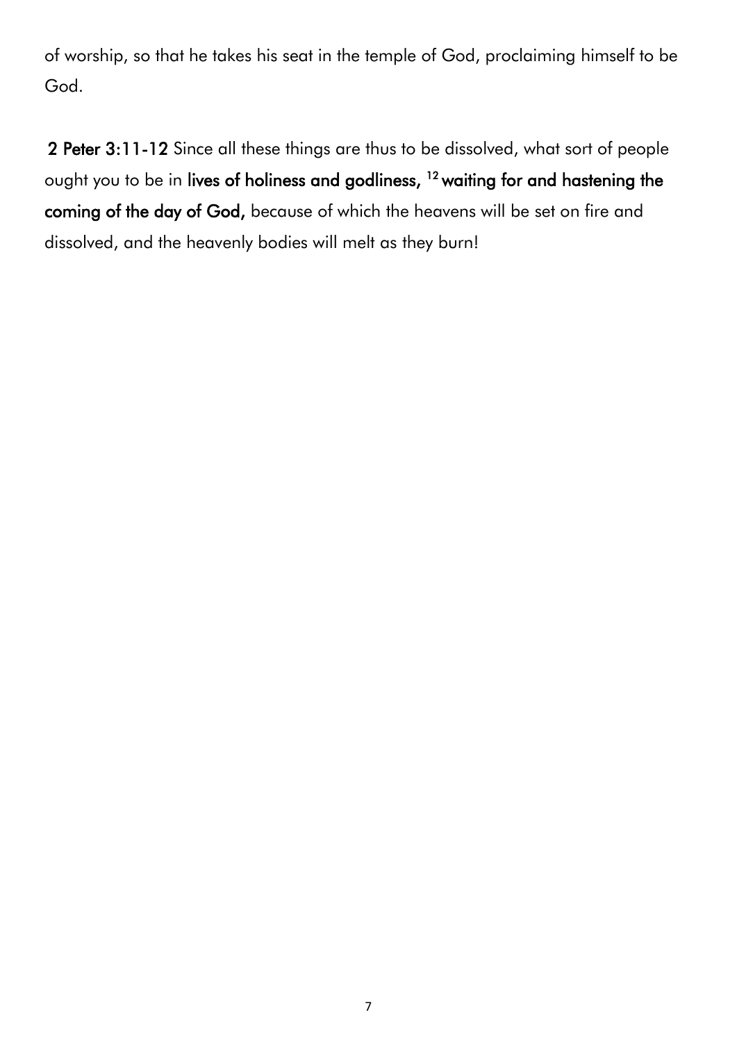of worship, so that he takes his seat in the temple of God, proclaiming himself to be God.

**2 Peter 3:11-12** Since all these things are thus to be dissolved, what sort of people ought you to be in **lives of holiness and godliness,** [12] **waiting for and hastening the coming of the day of God,** because of which the heavens will be set on fire and dissolved, and the heavenly bodies will melt as they burn!